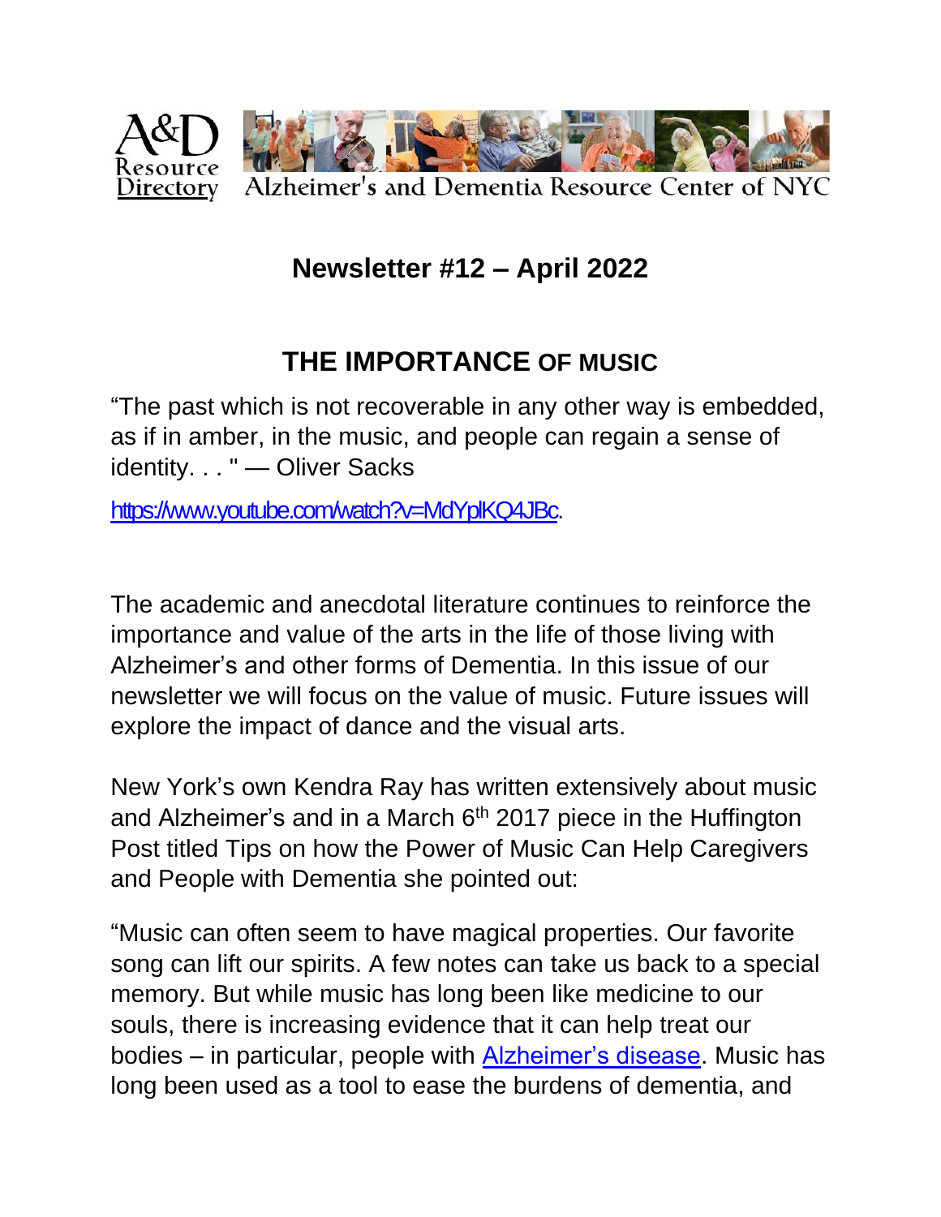A&D Resource Directory — Alzheimer's and Dementia Resource Center of NYC

## Newsletter #12 – April 2022

## THE IMPORTANCE OF MUSIC

"The past which is not recoverable in any other way is embedded, as if in amber, in the music, and people can regain a sense of identity. . . " — Oliver Sacks

https://www.youtube.com/watch?v=MdYplKQ4JBc.

The academic and anecdotal literature continues to reinforce the importance and value of the arts in the life of those living with Alzheimer's and other forms of Dementia. In this issue of our newsletter we will focus on the value of music. Future issues will explore the impact of dance and the visual arts.

New York's own Kendra Ray has written extensively about music and Alzheimer's and in a March 6th 2017 piece in the Huffington Post titled Tips on how the Power of Music Can Help Caregivers and People with Dementia she pointed out:

"Music can often seem to have magical properties. Our favorite song can lift our spirits. A few notes can take us back to a special memory. But while music has long been like medicine to our souls, there is increasing evidence that it can help treat our bodies – in particular, people with Alzheimer's disease. Music has long been used as a tool to ease the burdens of dementia, and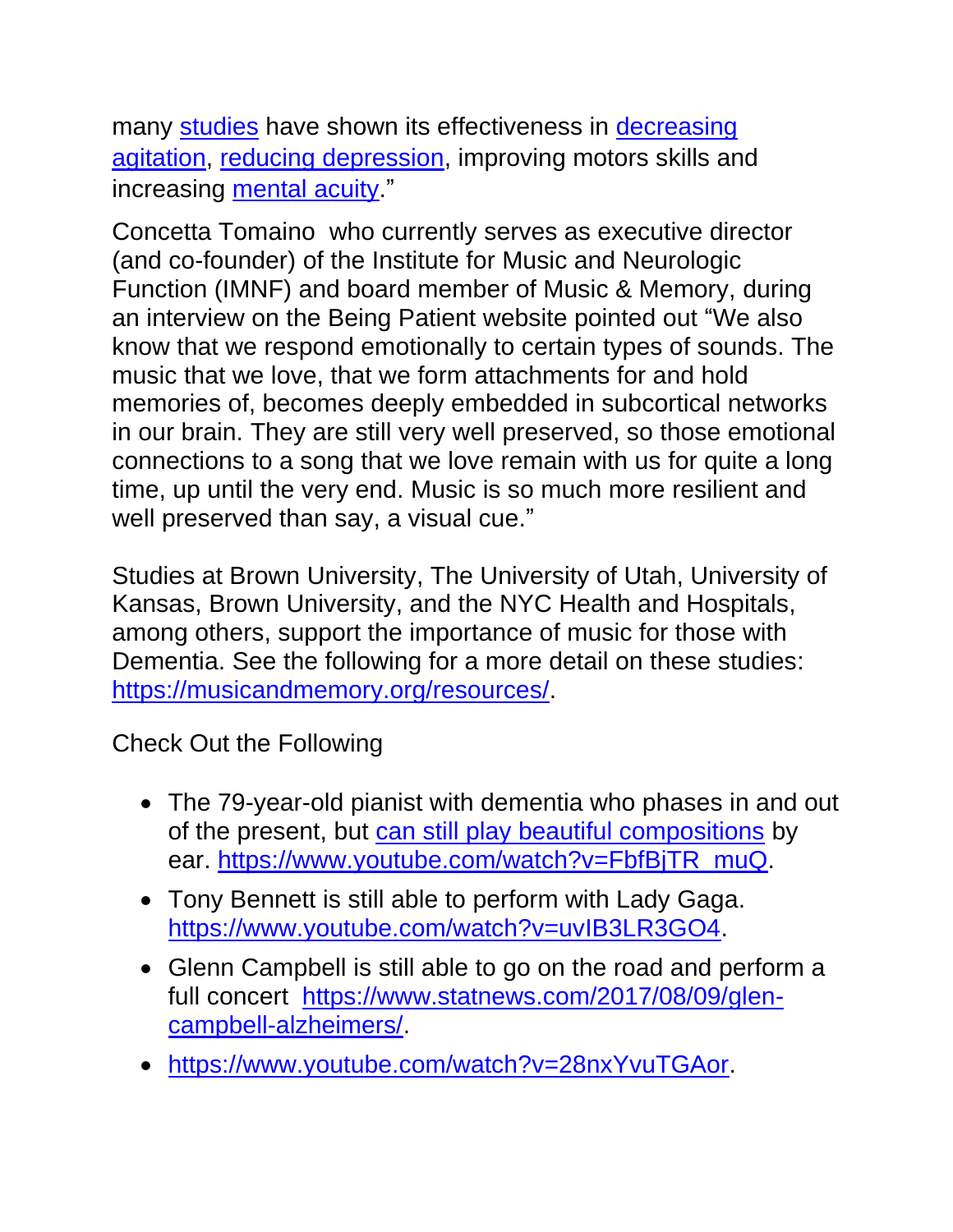many [studies] have shown its effectiveness in [decreasing agitation], [reducing depression], improving motors skills and increasing [mental acuity]."

Concetta Tomaino who currently serves as executive director (and co-founder) of the Institute for Music and Neurologic Function (IMNF) and board member of Music & Memory, during an interview on the Being Patient website pointed out "We also know that we respond emotionally to certain types of sounds. The music that we love, that we form attachments for and hold memories of, becomes deeply embedded in subcortical networks in our brain. They are still very well preserved, so those emotional connections to a song that we love remain with us for quite a long time, up until the very end. Music is so much more resilient and well preserved than say, a visual cue."

Studies at Brown University, The University of Utah, University of Kansas, Brown University, and the NYC Health and Hospitals, among others, support the importance of music for those with Dementia. See the following for a more detail on these studies: https://musicandmemory.org/resources/.

Check Out the Following

- The 79-year-old pianist with dementia who phases in and out of the present, but [can still play beautiful compositions] by ear. https://www.youtube.com/watch?v=FbfBjTR_muQ.
- Tony Bennett is still able to perform with Lady Gaga. https://www.youtube.com/watch?v=uvIB3LR3GO4.
- Glenn Campbell is still able to go on the road and perform a full concert https://www.statnews.com/2017/08/09/glen-campbell-alzheimers/.
- https://www.youtube.com/watch?v=28nxYvuTGAor.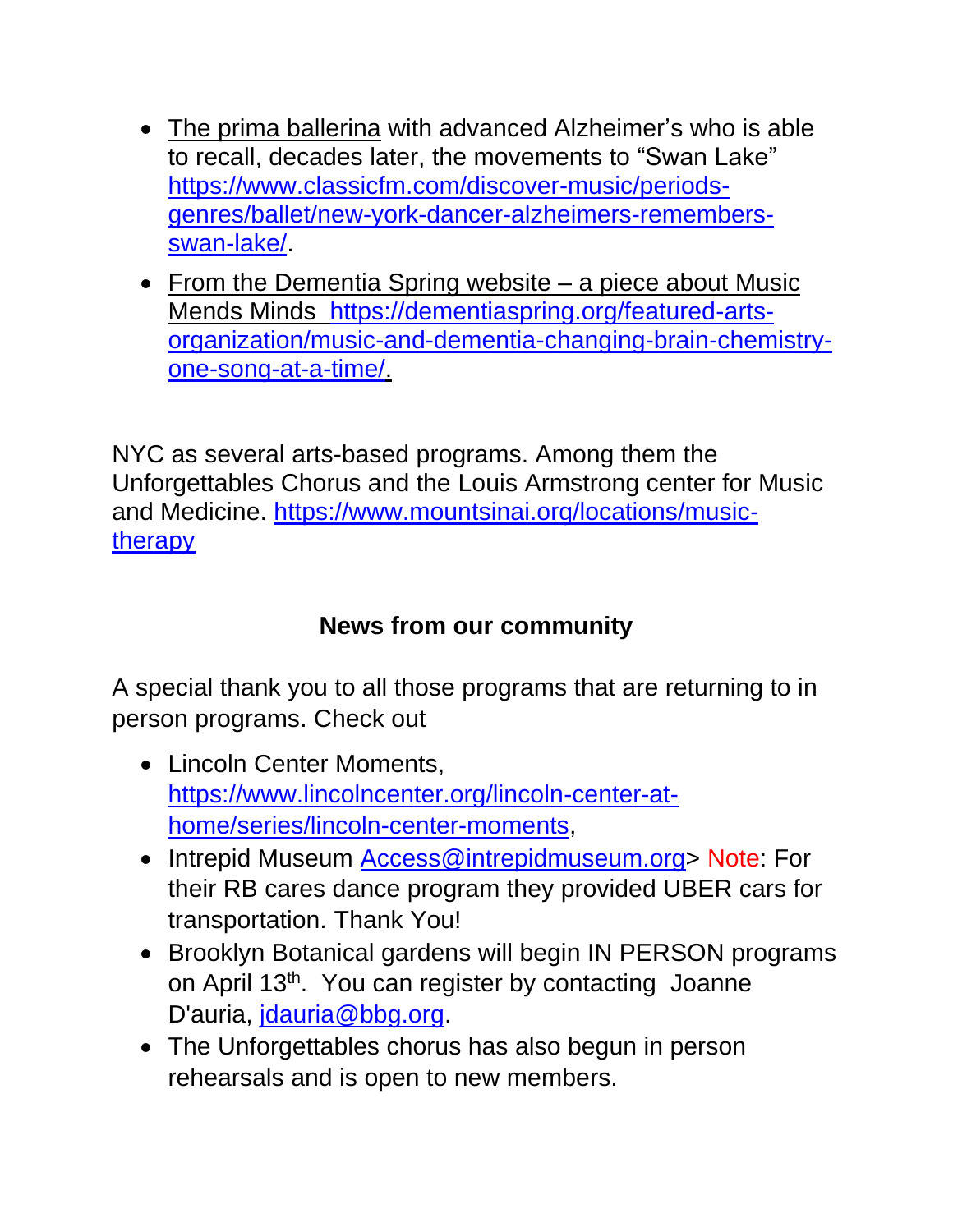- The prima ballerina with advanced Alzheimer's who is able to recall, decades later, the movements to "Swan Lake" https://www.classicfm.com/discover-music/periods-genres/ballet/new-york-dancer-alzheimers-remembers-swan-lake/.
- From the Dementia Spring website – a piece about Music Mends Minds https://dementiaspring.org/featured-arts-organization/music-and-dementia-changing-brain-chemistry-one-song-at-a-time/.

NYC as several arts-based programs. Among them the Unforgettables Chorus and the Louis Armstrong center for Music and Medicine. https://www.mountsinai.org/locations/music-therapy

**News from our community**

A special thank you to all those programs that are returning to in person programs. Check out

- Lincoln Center Moments, https://www.lincolncenter.org/lincoln-center-at-home/series/lincoln-center-moments,
- Intrepid Museum Access@intrepidmuseum.org> Note: For their RB cares dance program they provided UBER cars for transportation. Thank You!
- Brooklyn Botanical gardens will begin IN PERSON programs on April 13th. You can register by contacting Joanne D'auria, jdauria@bbg.org.
- The Unforgettables chorus has also begun in person rehearsals and is open to new members.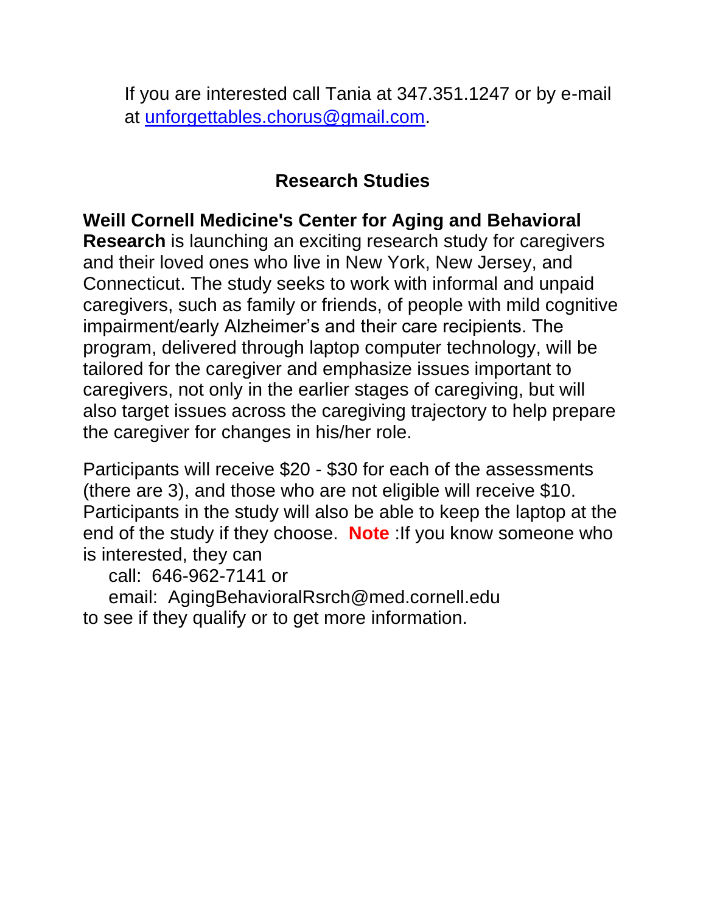If you are interested call Tania at 347.351.1247 or by e-mail at [unforgettables.chorus@gmail.com](mailto:unforgettables.chorus@gmail.com).

## Research Studies

**Weill Cornell Medicine's Center for Aging and Behavioral Research** is launching an exciting research study for caregivers and their loved ones who live in New York, New Jersey, and Connecticut. The study seeks to work with informal and unpaid caregivers, such as family or friends, of people with mild cognitive impairment/early Alzheimer's and their care recipients. The program, delivered through laptop computer technology, will be tailored for the caregiver and emphasize issues important to caregivers, not only in the earlier stages of caregiving, but will also target issues across the caregiving trajectory to help prepare the caregiver for changes in his/her role.

Participants will receive $20 - $30 for each of the assessments (there are 3), and those who are not eligible will receive $10. Participants in the study will also be able to keep the laptop at the end of the study if they choose. **Note** :If you know someone who is interested, they can

call: 646-962-7141 or

email: AgingBehavioralRsrch@med.cornell.edu

to see if they qualify or to get more information.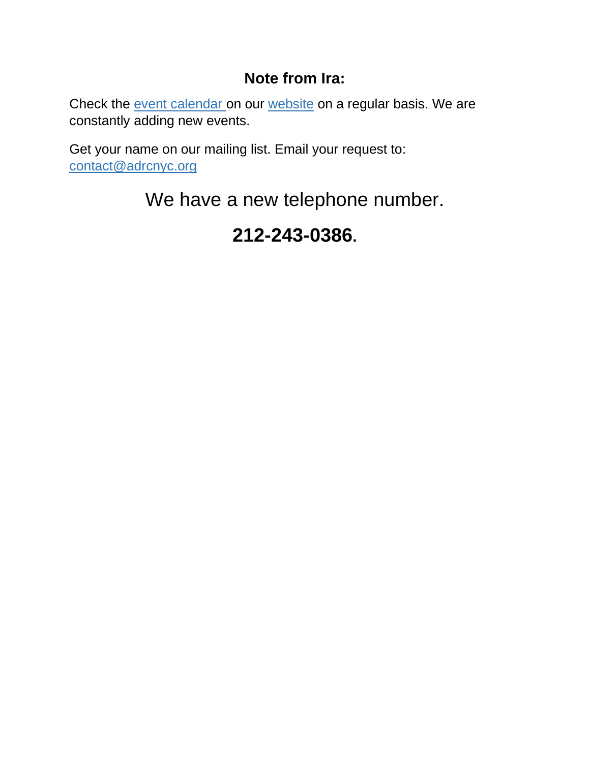## Note from Ira:

Check the event calendar on our website on a regular basis. We are constantly adding new events.

Get your name on our mailing list. Email your request to: contact@adrcnyc.org

We have a new telephone number.

**212-243-0386**.